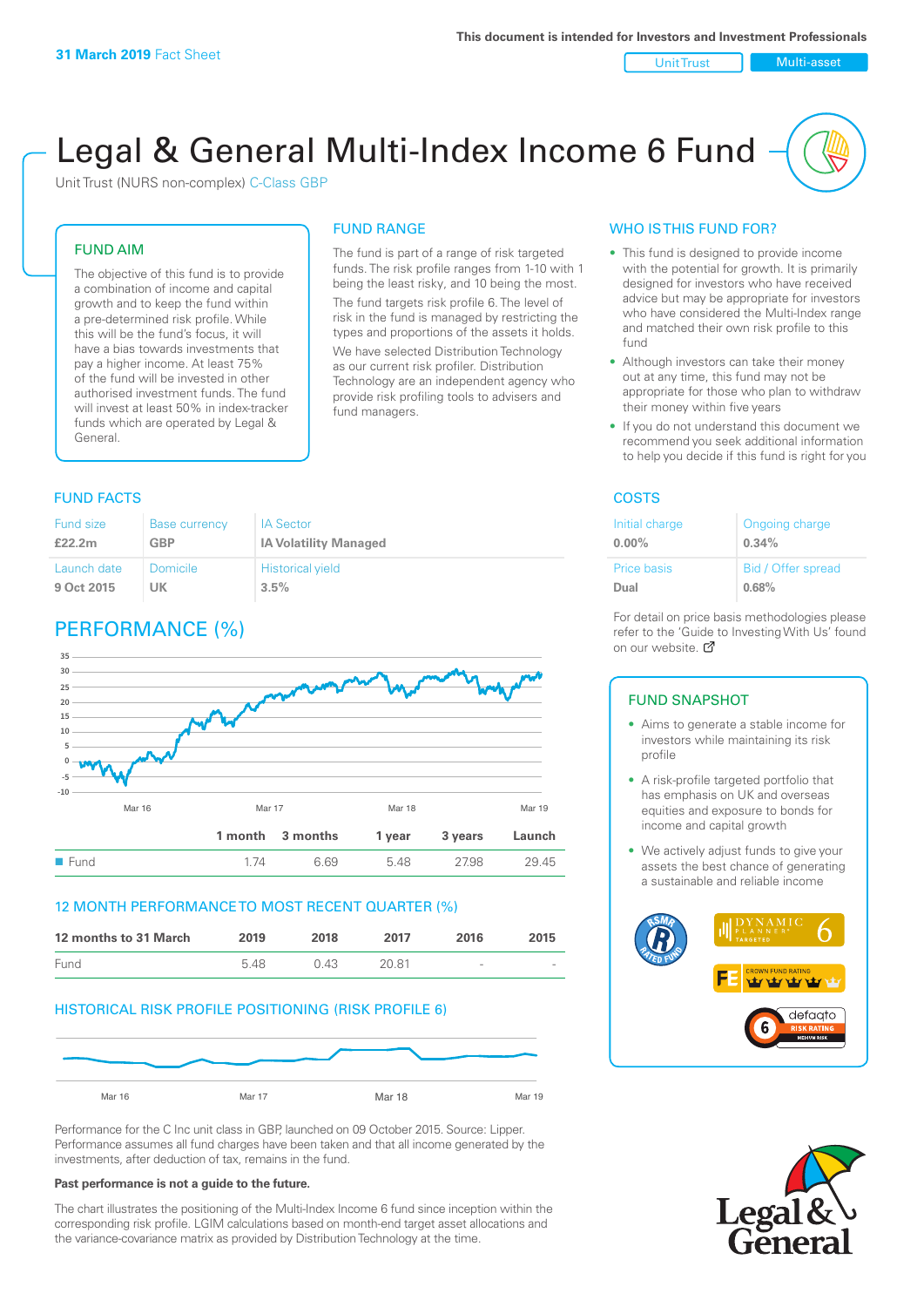31 March 2019 Fact Sheet

This document is intended for Investors and Investment Professionals

Unit Trust | Multi-asset

# Legal & General Multi-Index Income 6 Fund

Unit Trust (NURS non-complex) C-Class GBP

## FUND AIM

The objective of this fund is to provide a combination of income and capital growth and to keep the fund within a pre-determined risk profile. While this will be the fund's focus, it will have a bias towards investments that pay a higher income. At least 75% of the fund will be invested in other authorised investment funds. The fund will invest at least 50% in index-tracker funds which are operated by Legal & General.

## FUND RANGE

The fund is part of a range of risk targeted funds. The risk profile ranges from 1-10 with 1 being the least risky, and 10 being the most.

The fund targets risk profile 6. The level of risk in the fund is managed by restricting the types and proportions of the assets it holds.

We have selected Distribution Technology as our current risk profiler. Distribution Technology are an independent agency who provide risk profiling tools to advisers and fund managers.

## WHO IS THIS FUND FOR?

- This fund is designed to provide income with the potential for growth. It is primarily designed for investors who have received advice but may be appropriate for investors who have considered the Multi-Index range and matched their own risk profile to this fund
- Although investors can take their money out at any time, this fund may not be appropriate for those who plan to withdraw their money within five years
- If you do not understand this document we recommend you seek additional information to help you decide if this fund is right for you

## FUND FACTS

| Fund size | Base currency | IA Sector |
|---|---|---|
| £22.2m | GBP | IA Volatility Managed |
| **Launch date** | **Domicile** | **Historical yield** |
| 9 Oct 2015 | UK | 3.5% |

## COSTS

| Initial charge | Ongoing charge |
|---|---|
| 0.00% | 0.34% |
| **Price basis** | **Bid / Offer spread** |
| Dual | 0.68% |

For detail on price basis methodologies please refer to the 'Guide to Investing With Us' found on our website.

## PERFORMANCE (%)

| | 1 month | 3 months | 1 year | 3 years | Launch |
|---|---|---|---|---|---|
| Fund | 1.74 | 6.69 | 5.48 | 27.98 | 29.45 |

## 12 MONTH PERFORMANCE TO MOST RECENT QUARTER (%)

| 12 months to 31 March | 2019 | 2018 | 2017 | 2016 | 2015 |
|---|---|---|---|---|---|
| Fund | 5.48 | 0.43 | 20.81 | - | - |

## HISTORICAL RISK PROFILE POSITIONING (RISK PROFILE 6)

Performance for the C Inc unit class in GBP, launched on 09 October 2015. Source: Lipper. Performance assumes all fund charges have been taken and that all income generated by the investments, after deduction of tax, remains in the fund.

**Past performance is not a guide to the future.**

The chart illustrates the positioning of the Multi-Index Income 6 fund since inception within the corresponding risk profile. LGIM calculations based on month-end target asset allocations and the variance-covariance matrix as provided by Distribution Technology at the time.

## FUND SNAPSHOT

- Aims to generate a stable income for investors while maintaining its risk profile
- A risk-profile targeted portfolio that has emphasis on UK and overseas equities and exposure to bonds for income and capital growth
- We actively adjust funds to give your assets the best chance of generating a sustainable and reliable income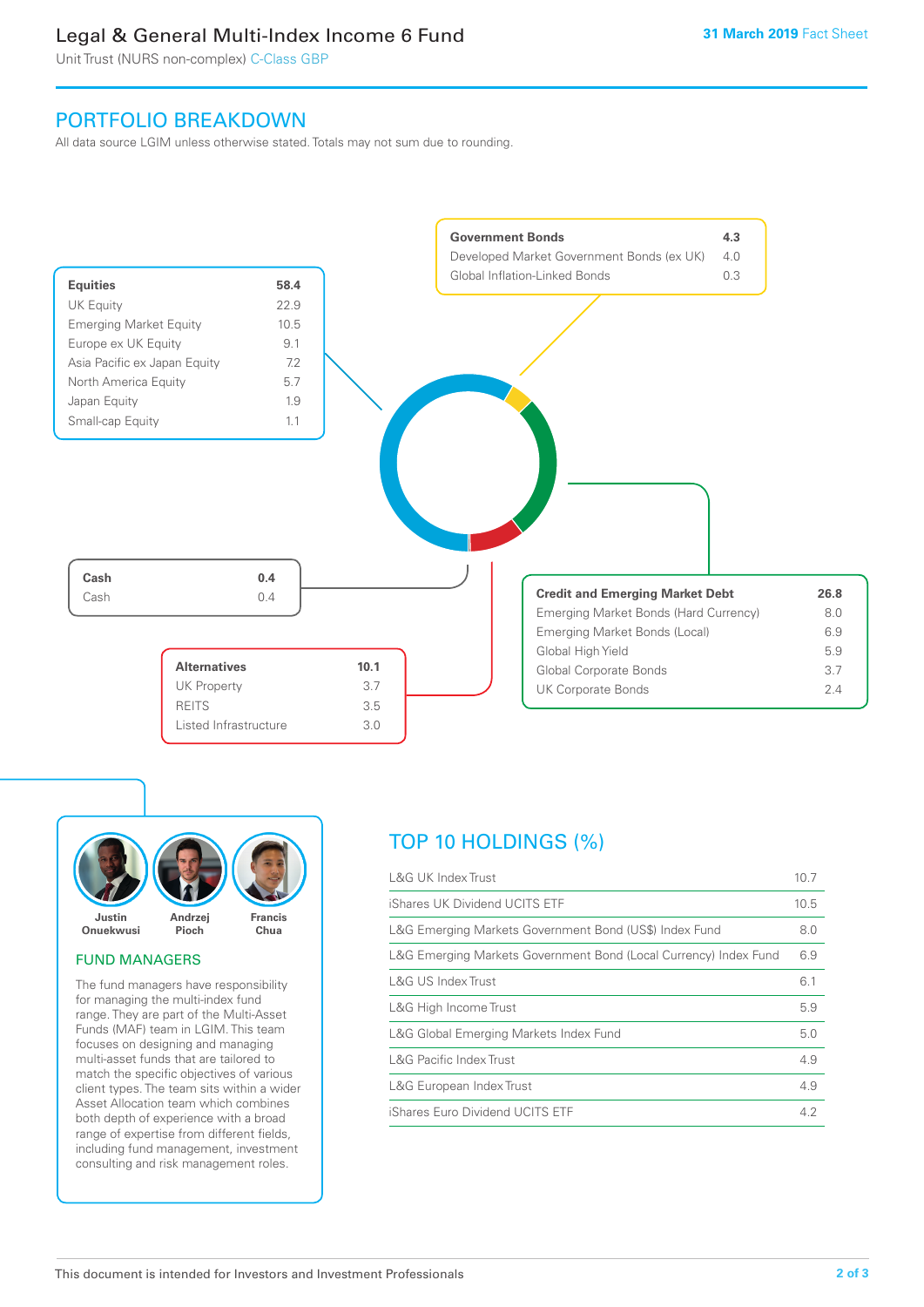# Legal & General Multi-Index Income 6 Fund

Unit Trust (NURS non-complex) C-Class GBP

31 March 2019 Fact Sheet

## PORTFOLIO BREAKDOWN

All data source LGIM unless otherwise stated. Totals may not sum due to rounding.

| Equities | 58.4 |
|---|---|
| UK Equity | 22.9 |
| Emerging Market Equity | 10.5 |
| Europe ex UK Equity | 9.1 |
| Asia Pacific ex Japan Equity | 7.2 |
| North America Equity | 5.7 |
| Japan Equity | 1.9 |
| Small-cap Equity | 1.1 |

| Government Bonds | 4.3 |
|---|---|
| Developed Market Government Bonds (ex UK) | 4.0 |
| Global Inflation-Linked Bonds | 0.3 |

| Cash | 0.4 |
|---|---|
| Cash | 0.4 |

| Credit and Emerging Market Debt | 26.8 |
|---|---|
| Emerging Market Bonds (Hard Currency) | 8.0 |
| Emerging Market Bonds (Local) | 6.9 |
| Global High Yield | 5.9 |
| Global Corporate Bonds | 3.7 |
| UK Corporate Bonds | 2.4 |

| Alternatives | 10.1 |
|---|---|
| UK Property | 3.7 |
| REITS | 3.5 |
| Listed Infrastructure | 3.0 |

Justin Onuekwusi, Andrzej Pioch, Francis Chua

### FUND MANAGERS

The fund managers have responsibility for managing the multi-index fund range. They are part of the Multi-Asset Funds (MAF) team in LGIM. This team focuses on designing and managing multi-asset funds that are tailored to match the specific objectives of various client types. The team sits within a wider Asset Allocation team which combines both depth of experience with a broad range of expertise from different fields, including fund management, investment consulting and risk management roles.

## TOP 10 HOLDINGS (%)

| Holding | % |
|---|---|
| L&G UK Index Trust | 10.7 |
| iShares UK Dividend UCITS ETF | 10.5 |
| L&G Emerging Markets Government Bond (US$) Index Fund | 8.0 |
| L&G Emerging Markets Government Bond (Local Currency) Index Fund | 6.9 |
| L&G US Index Trust | 6.1 |
| L&G High Income Trust | 5.9 |
| L&G Global Emerging Markets Index Fund | 5.0 |
| L&G Pacific Index Trust | 4.9 |
| L&G European Index Trust | 4.9 |
| iShares Euro Dividend UCITS ETF | 4.2 |

This document is intended for Investors and Investment Professionals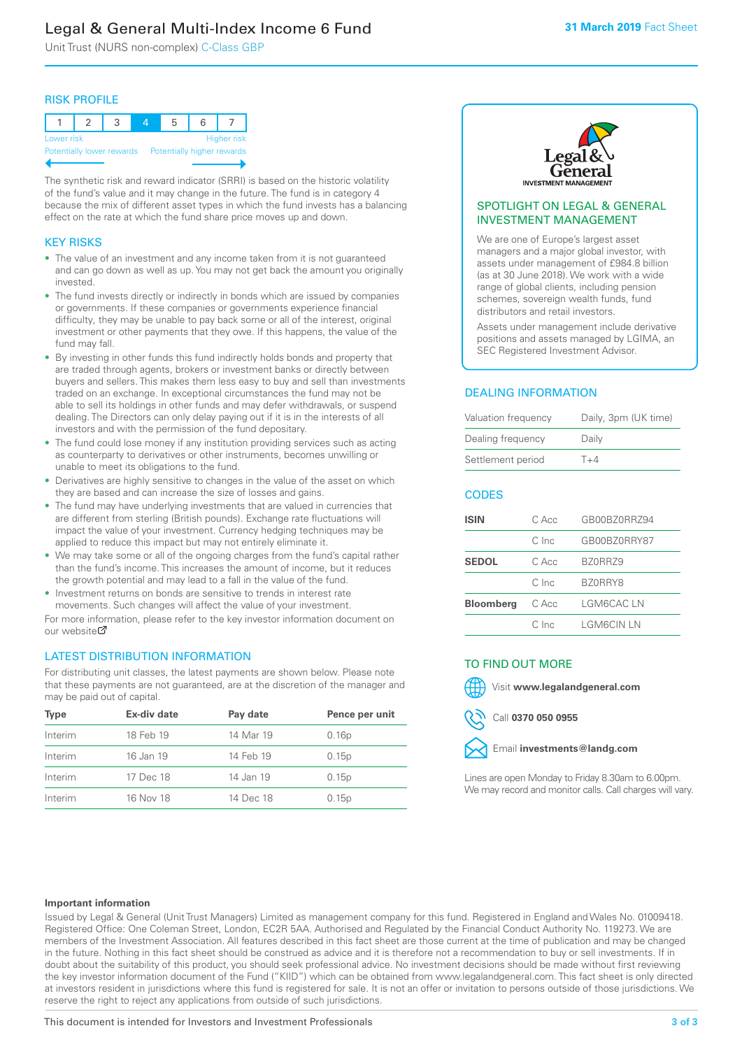# Legal & General Multi-Index Income 6 Fund

Unit Trust (NURS non-complex) C-Class GBP

**31 March 2019** Fact Sheet

## RISK PROFILE

| 1 | 2 | 3 | 4 | 5 | 6 | 7 |
|---|---|---|---|---|---|---|

Lower risk — Higher risk

Potentially lower rewards — Potentially higher rewards

The synthetic risk and reward indicator (SRRI) is based on the historic volatility of the fund's value and it may change in the future. The fund is in category 4 because the mix of different asset types in which the fund invests has a balancing effect on the rate at which the fund share price moves up and down.

## KEY RISKS

- The value of an investment and any income taken from it is not guaranteed and can go down as well as up. You may not get back the amount you originally invested.
- The fund invests directly or indirectly in bonds which are issued by companies or governments. If these companies or governments experience financial difficulty, they may be unable to pay back some or all of the interest, original investment or other payments that they owe. If this happens, the value of the fund may fall.
- By investing in other funds this fund indirectly holds bonds and property that are traded through agents, brokers or investment banks or directly between buyers and sellers. This makes them less easy to buy and sell than investments traded on an exchange. In exceptional circumstances the fund may not be able to sell its holdings in other funds and may defer withdrawals, or suspend dealing. The Directors can only delay paying out if it is in the interests of all investors and with the permission of the fund depositary.
- The fund could lose money if any institution providing services such as acting as counterparty to derivatives or other instruments, becomes unwilling or unable to meet its obligations to the fund.
- Derivatives are highly sensitive to changes in the value of the asset on which they are based and can increase the size of losses and gains.
- The fund may have underlying investments that are valued in currencies that are different from sterling (British pounds). Exchange rate fluctuations will impact the value of your investment. Currency hedging techniques may be applied to reduce this impact but may not entirely eliminate it.
- We may take some or all of the ongoing charges from the fund's capital rather than the fund's income. This increases the amount of income, but it reduces the growth potential and may lead to a fall in the value of the fund.
- Investment returns on bonds are sensitive to trends in interest rate movements. Such changes will affect the value of your investment.

For more information, please refer to the key investor information document on our website

## LATEST DISTRIBUTION INFORMATION

For distributing unit classes, the latest payments are shown below. Please note that these payments are not guaranteed, are at the discretion of the manager and may be paid out of capital.

| Type | Ex-div date | Pay date | Pence per unit |
|---|---|---|---|
| Interim | 18 Feb 19 | 14 Mar 19 | 0.16p |
| Interim | 16 Jan 19 | 14 Feb 19 | 0.15p |
| Interim | 17 Dec 18 | 14 Jan 19 | 0.15p |
| Interim | 16 Nov 18 | 14 Dec 18 | 0.15p |

## SPOTLIGHT ON LEGAL & GENERAL INVESTMENT MANAGEMENT

We are one of Europe's largest asset managers and a major global investor, with assets under management of £984.8 billion (as at 30 June 2018). We work with a wide range of global clients, including pension schemes, sovereign wealth funds, fund distributors and retail investors.

Assets under management include derivative positions and assets managed by LGIMA, an SEC Registered Investment Advisor.

## DEALING INFORMATION

| | |
|---|---|
| Valuation frequency | Daily, 3pm (UK time) |
| Dealing frequency | Daily |
| Settlement period | T+4 |

## CODES

| | | |
|---|---|---|
| **ISIN** | C Acc | GB00BZ0RRZ94 |
| | C Inc | GB00BZ0RRY87 |
| **SEDOL** | C Acc | BZ0RRZ9 |
| | C Inc | BZ0RRY8 |
| **Bloomberg** | C Acc | LGM6CAC LN |
| | C Inc | LGM6CIN LN |

## TO FIND OUT MORE

Visit **www.legalandgeneral.com**

Call **0370 050 0955**

Email **investments@landg.com**

Lines are open Monday to Friday 8.30am to 6.00pm. We may record and monitor calls. Call charges will vary.

**Important information**

Issued by Legal & General (Unit Trust Managers) Limited as management company for this fund. Registered in England and Wales No. 01009418. Registered Office: One Coleman Street, London, EC2R 5AA. Authorised and Regulated by the Financial Conduct Authority No. 119273. We are members of the Investment Association. All features described in this fact sheet are those current at the time of publication and may be changed in the future. Nothing in this fact sheet should be construed as advice and it is therefore not a recommendation to buy or sell investments. If in doubt about the suitability of this product, you should seek professional advice. No investment decisions should be made without first reviewing the key investor information document of the Fund ("KIID") which can be obtained from www.legalandgeneral.com. This fact sheet is only directed at investors resident in jurisdictions where this fund is registered for sale. It is not an offer or invitation to persons outside of those jurisdictions. We reserve the right to reject any applications from outside of such jurisdictions.

This document is intended for Investors and Investment Professionals